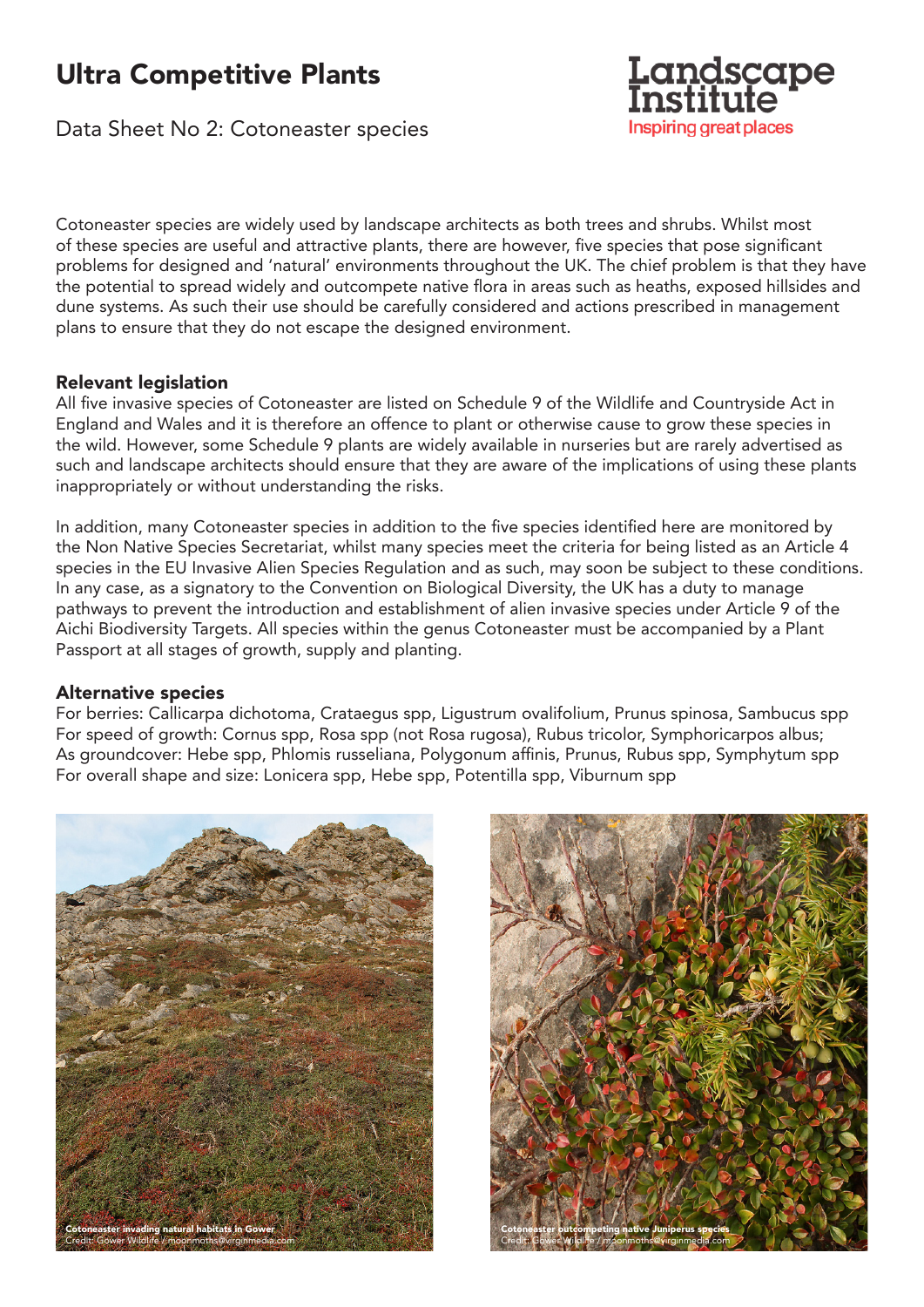# Ultra Competitive Plants

Data Sheet No 2: Cotoneaster species

Landscape Institute
Inspiring great places

Cotoneaster species are widely used by landscape architects as both trees and shrubs. Whilst most of these species are useful and attractive plants, there are however, five species that pose significant problems for designed and 'natural' environments throughout the UK. The chief problem is that they have the potential to spread widely and outcompete native flora in areas such as heaths, exposed hillsides and dune systems. As such their use should be carefully considered and actions prescribed in management plans to ensure that they do not escape the designed environment.

### Relevant legislation

All five invasive species of Cotoneaster are listed on Schedule 9 of the Wildlife and Countryside Act in England and Wales and it is therefore an offence to plant or otherwise cause to grow these species in the wild. However, some Schedule 9 plants are widely available in nurseries but are rarely advertised as such and landscape architects should ensure that they are aware of the implications of using these plants inappropriately or without understanding the risks.

In addition, many Cotoneaster species in addition to the five species identified here are monitored by the Non Native Species Secretariat, whilst many species meet the criteria for being listed as an Article 4 species in the EU Invasive Alien Species Regulation and as such, may soon be subject to these conditions. In any case, as a signatory to the Convention on Biological Diversity, the UK has a duty to manage pathways to prevent the introduction and establishment of alien invasive species under Article 9 of the Aichi Biodiversity Targets. All species within the genus Cotoneaster must be accompanied by a Plant Passport at all stages of growth, supply and planting.

### Alternative species

For berries: Callicarpa dichotoma, Crataegus spp, Ligustrum ovalifolium, Prunus spinosa, Sambucus spp
For speed of growth: Cornus spp, Rosa spp (not Rosa rugosa), Rubus tricolor, Symphoricarpos albus;
As groundcover: Hebe spp, Phlomis russeliana, Polygonum affinis, Prunus, Rubus spp, Symphytum spp
For overall shape and size: Lonicera spp, Hebe spp, Potentilla spp, Viburnum spp

**Cotoneaster invading natural habitats in Gower**
Credit: Gower Wildlife / moonmoths@virginmedia.com

**Cotoneaster outcompeting native Juniperus species**
Credit: Gower Wildlife / moonmoths@virginmedia.com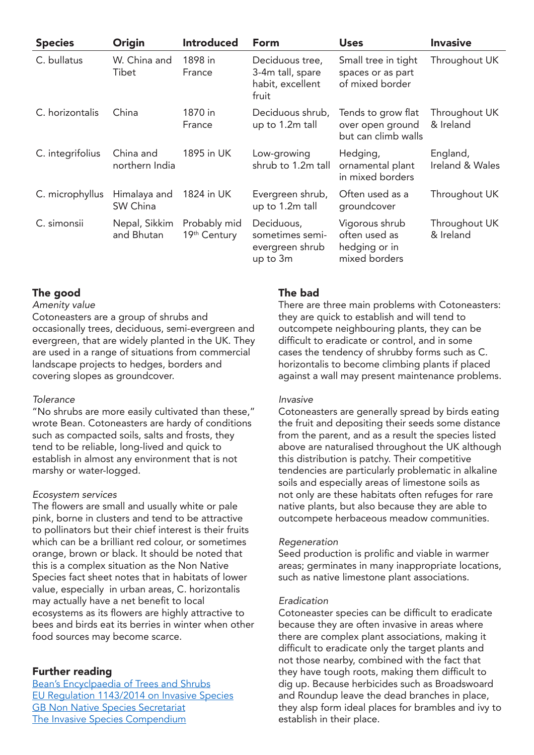| Species | Origin | Introduced | Form | Uses | Invasive |
|---|---|---|---|---|---|
| C. bullatus | W. China and Tibet | 1898 in France | Deciduous tree, 3-4m tall, spare habit, excellent fruit | Small tree in tight spaces or as part of mixed border | Throughout UK |
| C. horizontalis | China | 1870 in France | Deciduous shrub, up to 1.2m tall | Tends to grow flat over open ground but can climb walls | Throughout UK & Ireland |
| C. integrifolius | China and northern India | 1895 in UK | Low-growing shrub to 1.2m tall | Hedging, ornamental plant in mixed borders | England, Ireland & Wales |
| C. microphyllus | Himalaya and SW China | 1824 in UK | Evergreen shrub, up to 1.2m tall | Often used as a groundcover | Throughout UK |
| C. simonsii | Nepal, Sikkim and Bhutan | Probably mid 19th Century | Deciduous, sometimes semi-evergreen shrub up to 3m | Vigorous shrub often used as hedging or in mixed borders | Throughout UK & Ireland |

## The good

*Amenity value*

Cotoneasters are a group of shrubs and occasionally trees, deciduous, semi-evergreen and evergreen, that are widely planted in the UK. They are used in a range of situations from commercial landscape projects to hedges, borders and covering slopes as groundcover.

*Tolerance*

"No shrubs are more easily cultivated than these," wrote Bean. Cotoneasters are hardy of conditions such as compacted soils, salts and frosts, they tend to be reliable, long-lived and quick to establish in almost any environment that is not marshy or water-logged.

*Ecosystem services*

The flowers are small and usually white or pale pink, borne in clusters and tend to be attractive to pollinators but their chief interest is their fruits which can be a brilliant red colour, or sometimes orange, brown or black. It should be noted that this is a complex situation as the Non Native Species fact sheet notes that in habitats of lower value, especially in urban areas, C. horizontalis may actually have a net benefit to local ecosystems as its flowers are highly attractive to bees and birds eat its berries in winter when other food sources may become scarce.

## Further reading

[Bean's Encyclpaedia of Trees and Shrubs](#)
[EU Regulation 1143/2014 on Invasive Species](#)
[GB Non Native Species Secretariat](#)
[The Invasive Species Compendium](#)

## The bad

There are three main problems with Cotoneasters: they are quick to establish and will tend to outcompete neighbouring plants, they can be difficult to eradicate or control, and in some cases the tendency of shrubby forms such as C. horizontalis to become climbing plants if placed against a wall may present maintenance problems.

*Invasive*

Cotoneasters are generally spread by birds eating the fruit and depositing their seeds some distance from the parent, and as a result the species listed above are naturalised throughout the UK although this distribution is patchy. Their competitive tendencies are particularly problematic in alkaline soils and especially areas of limestone soils as not only are these habitats often refuges for rare native plants, but also because they are able to outcompete herbaceous meadow communities.

*Regeneration*

Seed production is prolific and viable in warmer areas; germinates in many inappropriate locations, such as native limestone plant associations.

*Eradication*

Cotoneaster species can be difficult to eradicate because they are often invasive in areas where there are complex plant associations, making it difficult to eradicate only the target plants and not those nearby, combined with the fact that they have tough roots, making them difficult to dig up. Because herbicides such as Broadsword and Roundup leave the dead branches in place, they alsp form ideal places for brambles and ivy to establish in their place.